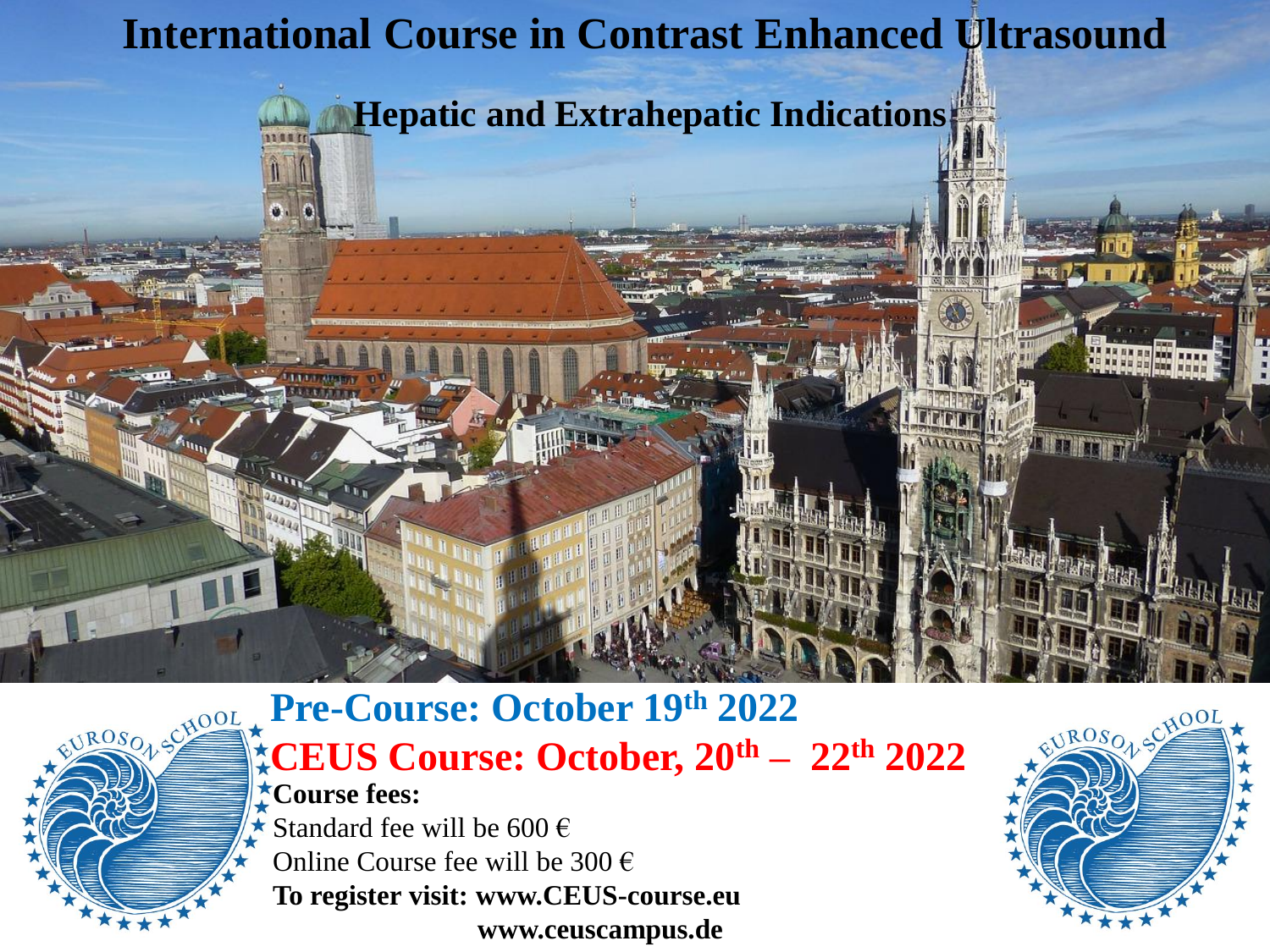# International Course in Contrast Enhanced Ultrasound

## Hepatic and Extrahepatic Indications

**Pre-Course: October 19th 2022**

**CEUS Course: October, 20th – 22th 2022**

**Course fees:**

Standard fee will be 600 €

Online Course fee will be 300 €

**To register visit: www.CEUS-course.eu**

**www.ceuscampus.de**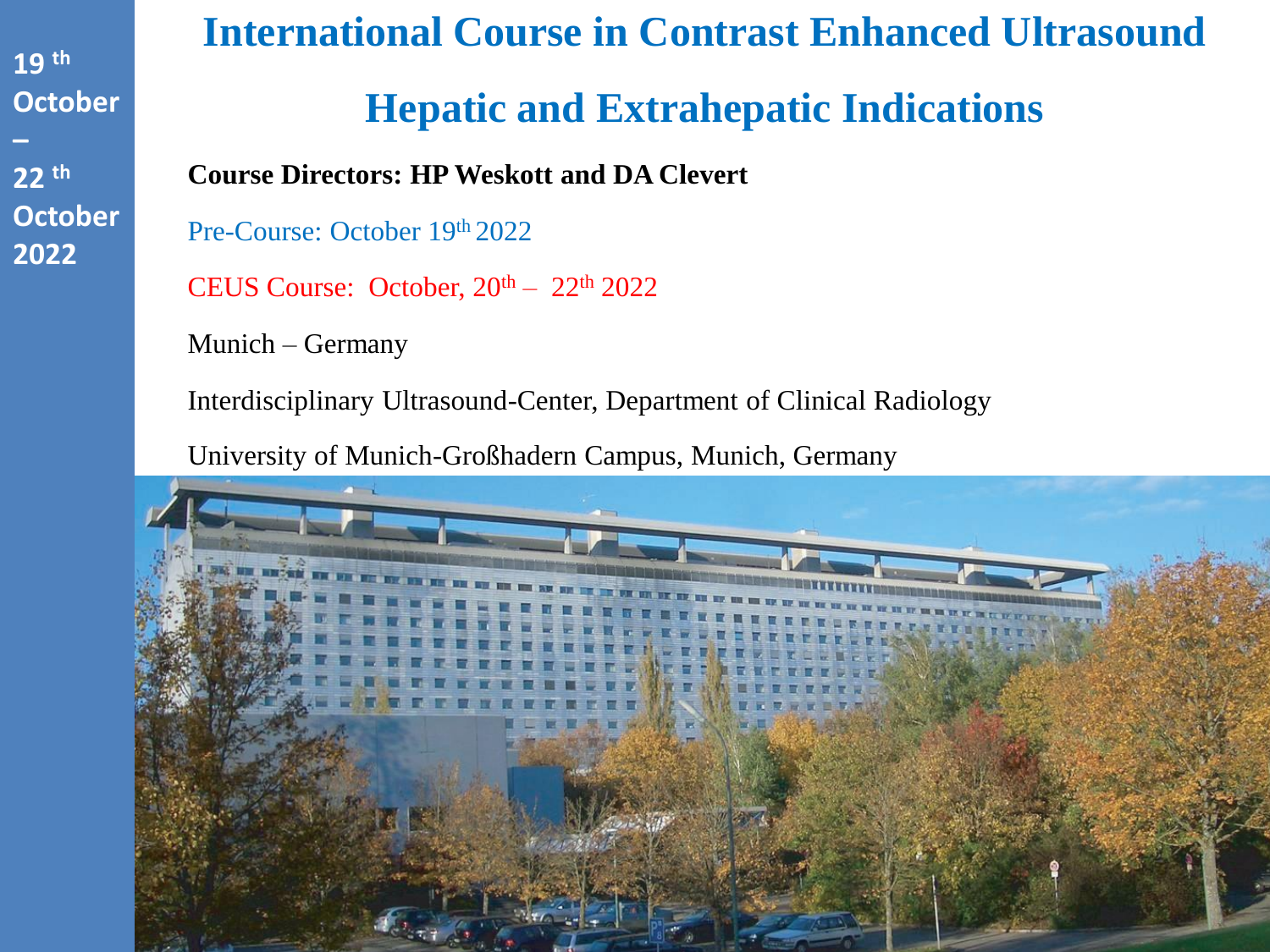19 th October – 22 th October 2022

# International Course in Contrast Enhanced Ultrasound

# Hepatic and Extrahepatic Indications

**Course Directors: HP Weskott and DA Clevert**

Pre-Course: October 19th 2022

CEUS Course: October, 20th – 22th 2022

Munich – Germany

Interdisciplinary Ultrasound-Center, Department of Clinical Radiology

University of Munich-Großhadern Campus, Munich, Germany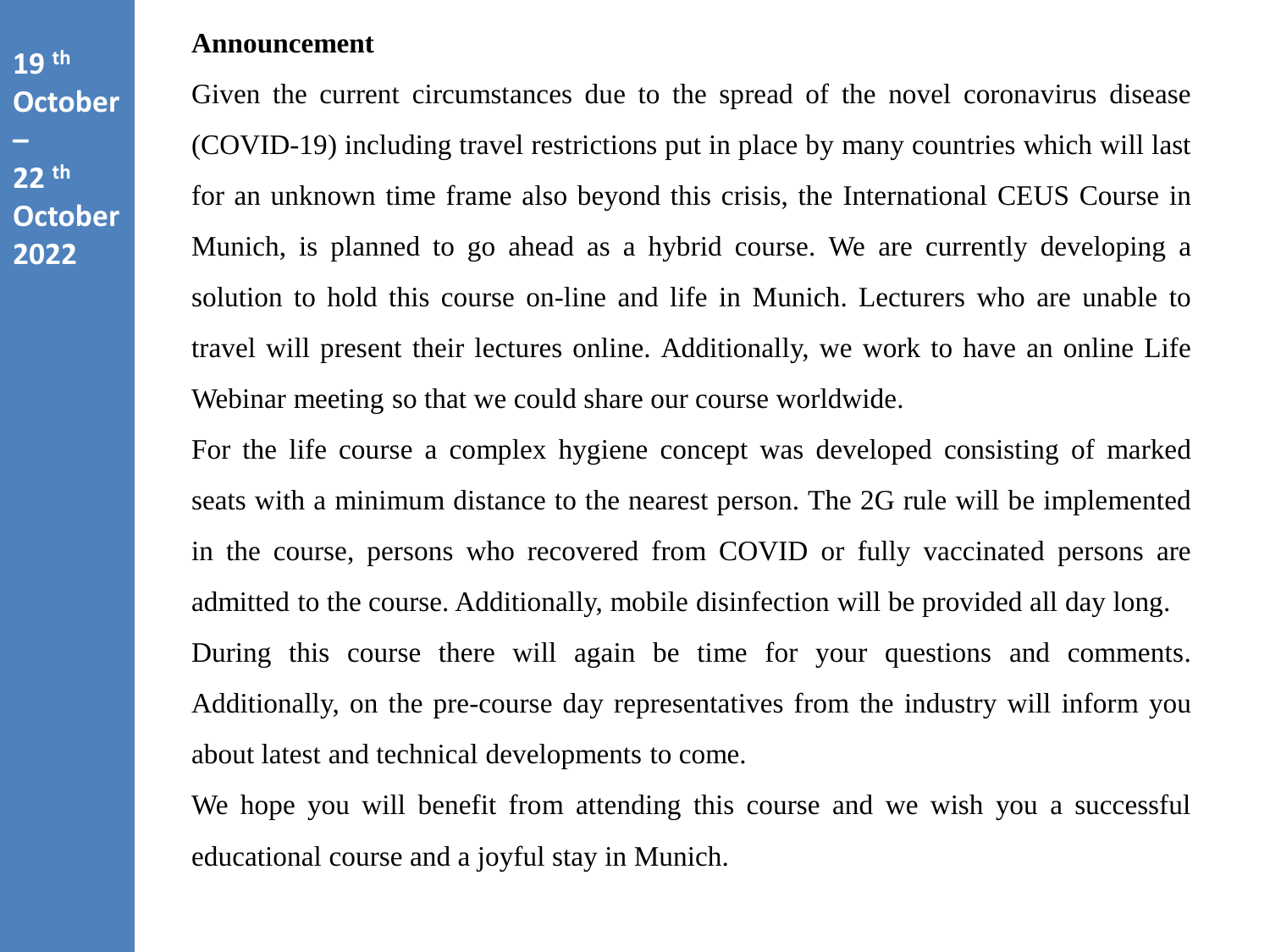19 th October – 22 th October 2022

**Announcement**

Given the current circumstances due to the spread of the novel coronavirus disease (COVID-19) including travel restrictions put in place by many countries which will last for an unknown time frame also beyond this crisis, the International CEUS Course in Munich, is planned to go ahead as a hybrid course. We are currently developing a solution to hold this course on-line and life in Munich. Lecturers who are unable to travel will present their lectures online. Additionally, we work to have an online Life Webinar meeting so that we could share our course worldwide.

For the life course a complex hygiene concept was developed consisting of marked seats with a minimum distance to the nearest person. The 2G rule will be implemented in the course, persons who recovered from COVID or fully vaccinated persons are admitted to the course. Additionally, mobile disinfection will be provided all day long.

During this course there will again be time for your questions and comments. Additionally, on the pre-course day representatives from the industry will inform you about latest and technical developments to come.

We hope you will benefit from attending this course and we wish you a successful educational course and a joyful stay in Munich.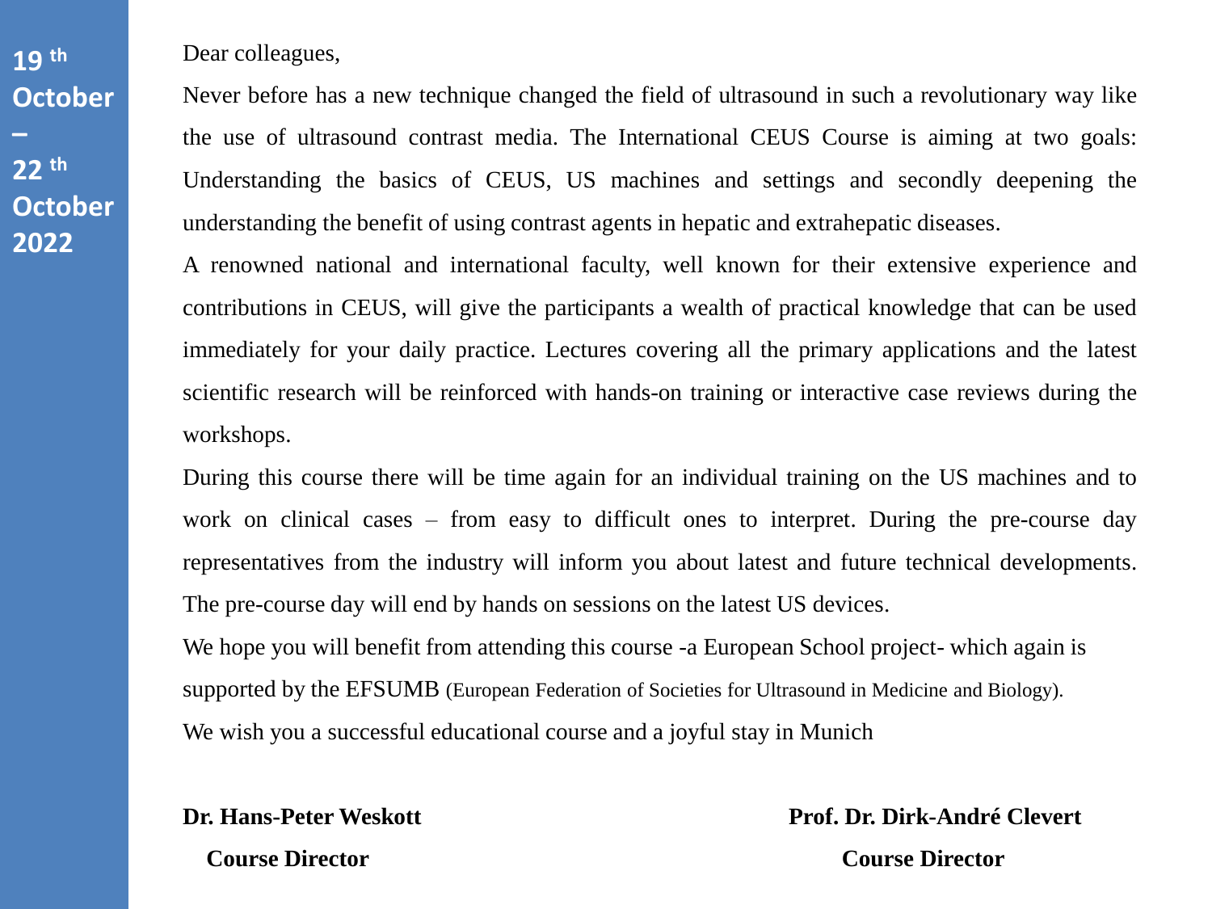**19 th October – 22 th October 2022**

Dear colleagues,

Never before has a new technique changed the field of ultrasound in such a revolutionary way like the use of ultrasound contrast media. The International CEUS Course is aiming at two goals: Understanding the basics of CEUS, US machines and settings and secondly deepening the understanding the benefit of using contrast agents in hepatic and extrahepatic diseases.

A renowned national and international faculty, well known for their extensive experience and contributions in CEUS, will give the participants a wealth of practical knowledge that can be used immediately for your daily practice. Lectures covering all the primary applications and the latest scientific research will be reinforced with hands-on training or interactive case reviews during the workshops.

During this course there will be time again for an individual training on the US machines and to work on clinical cases – from easy to difficult ones to interpret. During the pre-course day representatives from the industry will inform you about latest and future technical developments. The pre-course day will end by hands on sessions on the latest US devices.

We hope you will benefit from attending this course -a European School project- which again is supported by the EFSUMB (European Federation of Societies for Ultrasound in Medicine and Biology).

We wish you a successful educational course and a joyful stay in Munich

**Dr. Hans-Peter Weskott**
**Course Director**

**Prof. Dr. Dirk-André Clevert**
**Course Director**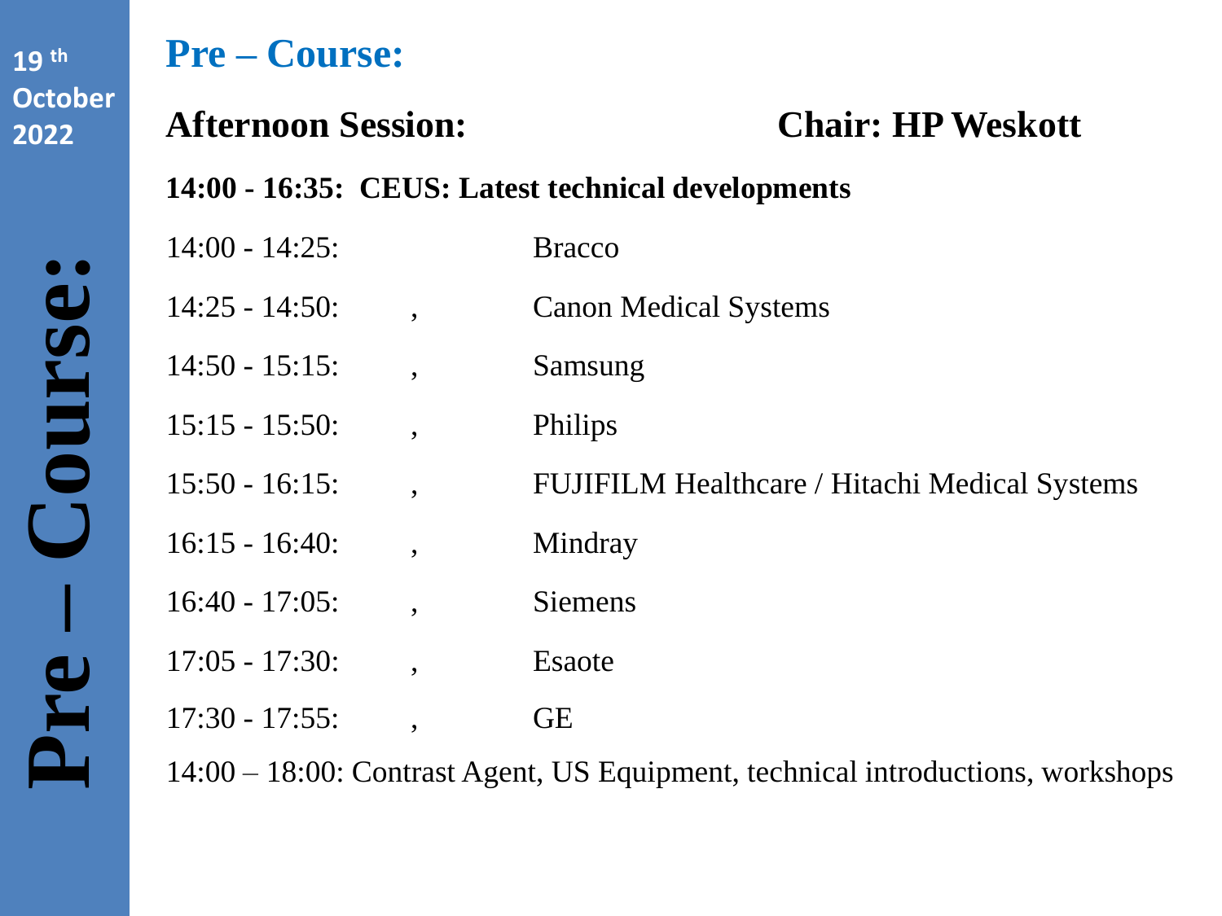19th October 2022

**Pre – Course:**

# Pre – Course:

## Afternoon Session: Chair: HP Weskott

**14:00 - 16:35: CEUS: Latest technical developments**

| | | |
|---|---|---|
| 14:00 - 14:25: | | Bracco |
| 14:25 - 14:50: | , | Canon Medical Systems |
| 14:50 - 15:15: | , | Samsung |
| 15:15 - 15:50: | , | Philips |
| 15:50 - 16:15: | , | FUJIFILM Healthcare / Hitachi Medical Systems |
| 16:15 - 16:40: | , | Mindray |
| 16:40 - 17:05: | , | Siemens |
| 17:05 - 17:30: | , | Esaote |
| 17:30 - 17:55: | , | GE |

14:00 – 18:00: Contrast Agent, US Equipment, technical introductions, workshops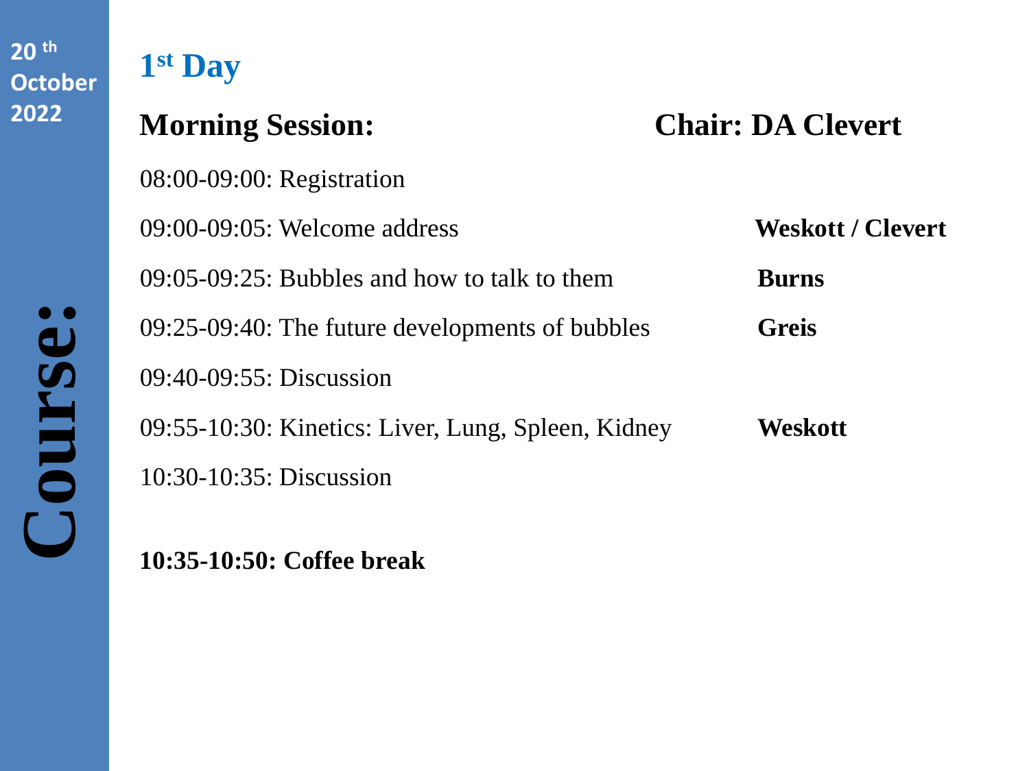20 th October 2022

**Course:**

## 1st Day

### Morning Session: Chair: DA Clevert

| Time | Topic | Speaker |
|---|---|---|
| 08:00-09:00: | Registration | |
| 09:00-09:05: | Welcome address | **Weskott / Clevert** |
| 09:05-09:25: | Bubbles and how to talk to them | **Burns** |
| 09:25-09:40: | The future developments of bubbles | **Greis** |
| 09:40-09:55: | Discussion | |
| 09:55-10:30: | Kinetics: Liver, Lung, Spleen, Kidney | **Weskott** |
| 10:30-10:35: | Discussion | |

**10:35-10:50: Coffee break**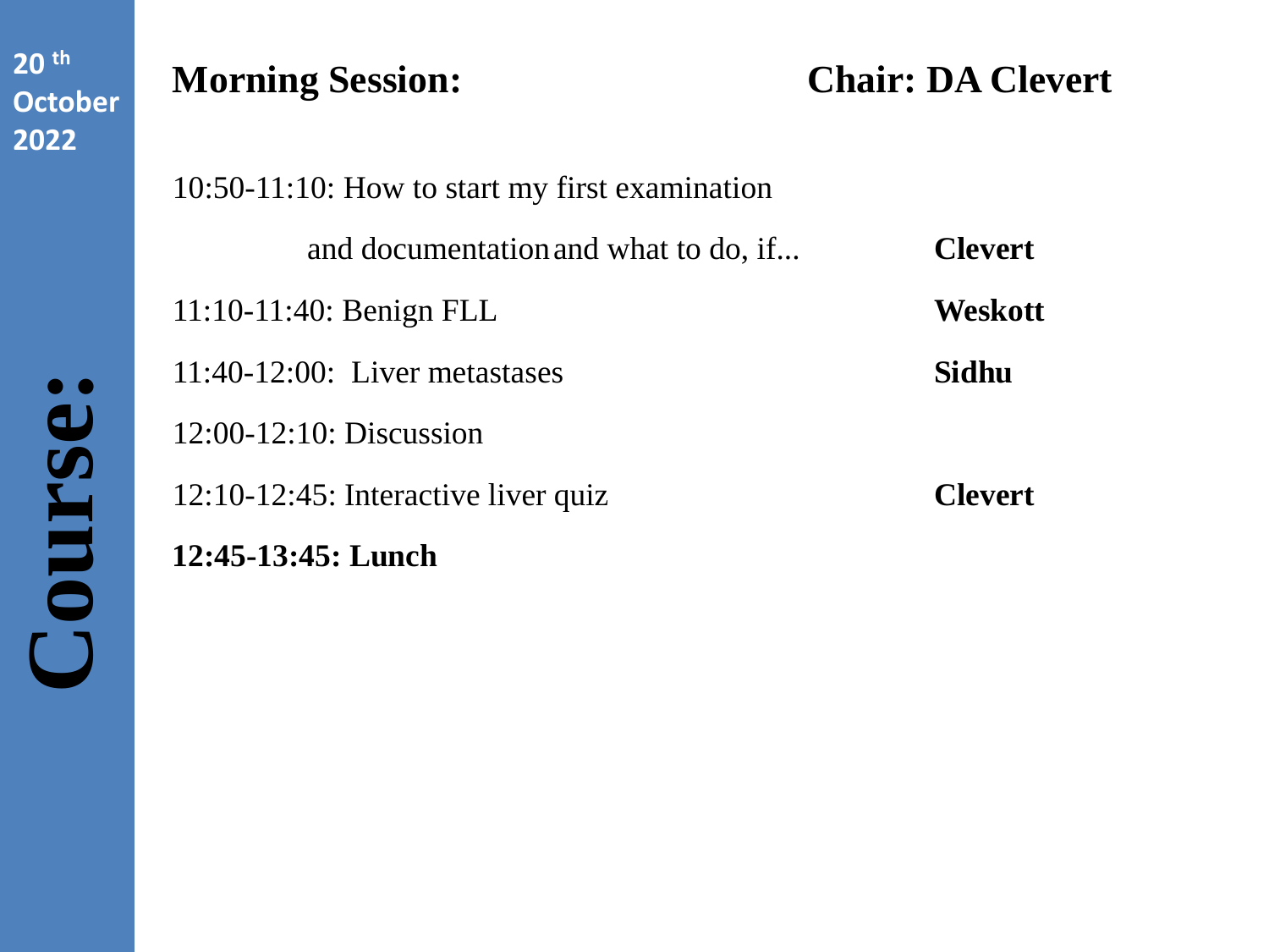20 th October 2022

**Course:**

## Morning Session: Chair: DA Clevert

| | |
|---|---|
| 10:50-11:10: How to start my first examination and documentation and what to do, if... | **Clevert** |
| 11:10-11:40: Benign FLL | **Weskott** |
| 11:40-12:00: Liver metastases | **Sidhu** |
| 12:00-12:10: Discussion | |
| 12:10-12:45: Interactive liver quiz | **Clevert** |
| **12:45-13:45: Lunch** | |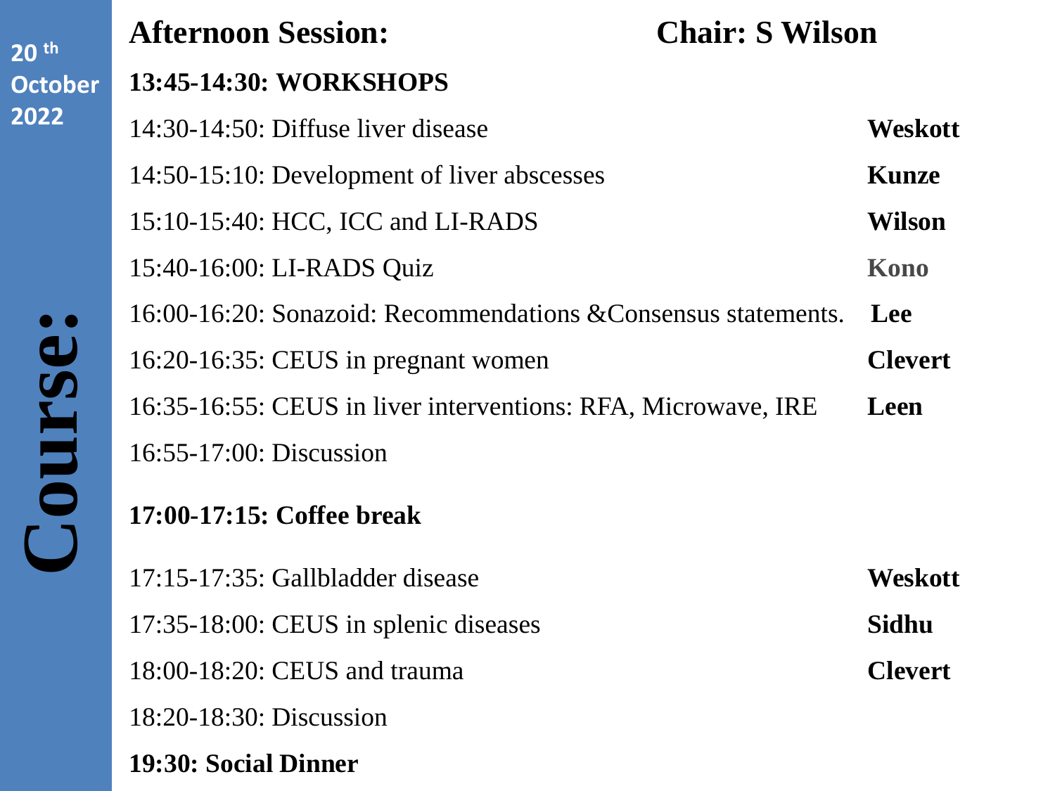**20th October 2022**

**Course:**

## Afternoon Session: Chair: S Wilson

**13:45-14:30: WORKSHOPS**

| Time | Topic | Speaker |
|---|---|---|
| 14:30-14:50 | Diffuse liver disease | **Weskott** |
| 14:50-15:10 | Development of liver abscesses | **Kunze** |
| 15:10-15:40 | HCC, ICC and LI-RADS | **Wilson** |
| 15:40-16:00 | LI-RADS Quiz | **Kono** |
| 16:00-16:20 | Sonazoid: Recommendations &Consensus statements. | **Lee** |
| 16:20-16:35 | CEUS in pregnant women | **Clevert** |
| 16:35-16:55 | CEUS in liver interventions: RFA, Microwave, IRE | **Leen** |
| 16:55-17:00 | Discussion | |

**17:00-17:15: Coffee break**

| Time | Topic | Speaker |
|---|---|---|
| 17:15-17:35 | Gallbladder disease | **Weskott** |
| 17:35-18:00 | CEUS in splenic diseases | **Sidhu** |
| 18:00-18:20 | CEUS and trauma | **Clevert** |
| 18:20-18:30 | Discussion | |

**19:30: Social Dinner**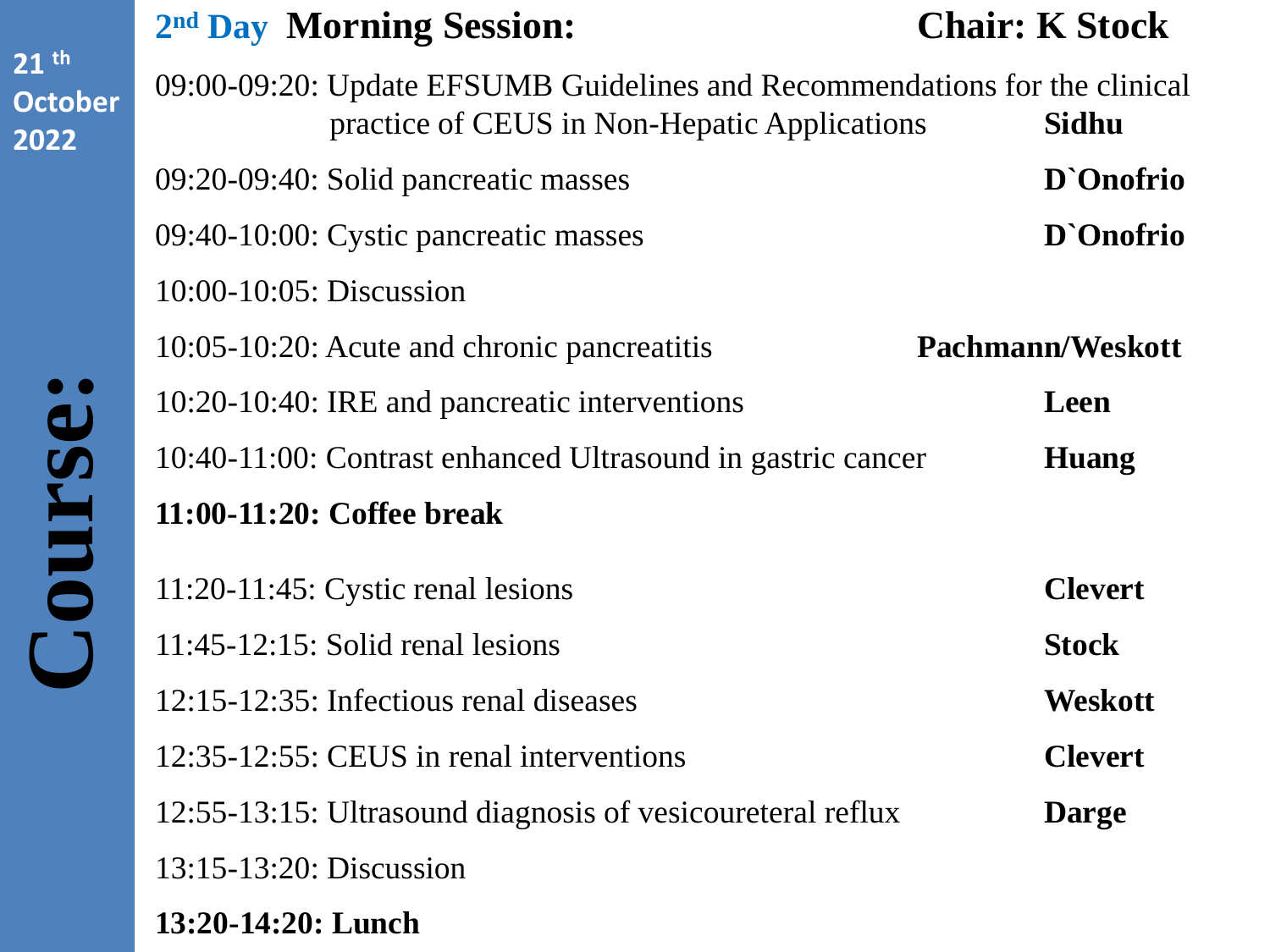**21 th October 2022**

**Course:**

## 2nd Day Morning Session: Chair: K Stock

09:00-09:20: Update EFSUMB Guidelines and Recommendations for the clinical practice of CEUS in Non-Hepatic Applications **Sidhu**

09:20-09:40: Solid pancreatic masses **D`Onofrio**

09:40-10:00: Cystic pancreatic masses **D`Onofrio**

10:00-10:05: Discussion

10:05-10:20: Acute and chronic pancreatitis **Pachmann/Weskott**

10:20-10:40: IRE and pancreatic interventions **Leen**

10:40-11:00: Contrast enhanced Ultrasound in gastric cancer **Huang**

**11:00-11:20: Coffee break**

11:20-11:45: Cystic renal lesions **Clevert**

11:45-12:15: Solid renal lesions **Stock**

12:15-12:35: Infectious renal diseases **Weskott**

12:35-12:55: CEUS in renal interventions **Clevert**

12:55-13:15: Ultrasound diagnosis of vesicoureteral reflux **Darge**

13:15-13:20: Discussion

**13:20-14:20: Lunch**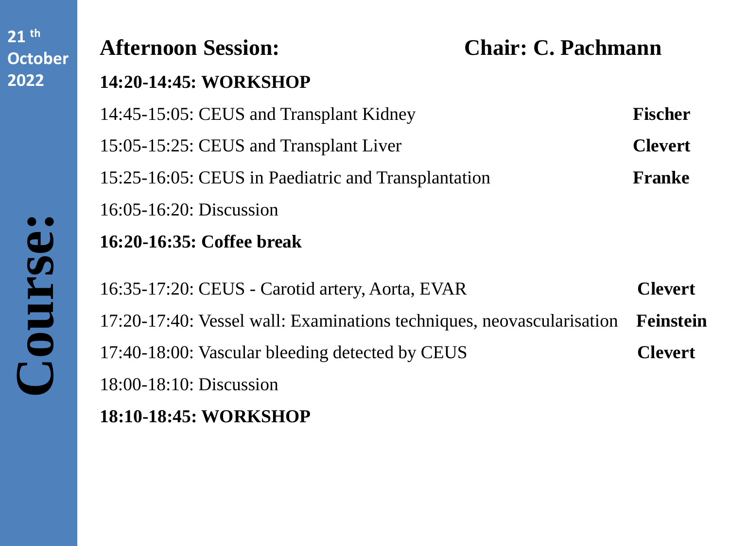21[th] October 2022

**Course:**

## Afternoon Session: Chair: C. Pachmann

**14:20-14:45: WORKSHOP**

| | |
|---|---|
| 14:45-15:05: CEUS and Transplant Kidney | **Fischer** |
| 15:05-15:25: CEUS and Transplant Liver | **Clevert** |
| 15:25-16:05: CEUS in Paediatric and Transplantation | **Franke** |
| 16:05-16:20: Discussion | |

**16:20-16:35: Coffee break**

| | |
|---|---|
| 16:35-17:20: CEUS - Carotid artery, Aorta, EVAR | **Clevert** |
| 17:20-17:40: Vessel wall: Examinations techniques, neovascularisation | **Feinstein** |
| 17:40-18:00: Vascular bleeding detected by CEUS | **Clevert** |
| 18:00-18:10: Discussion | |

**18:10-18:45: WORKSHOP**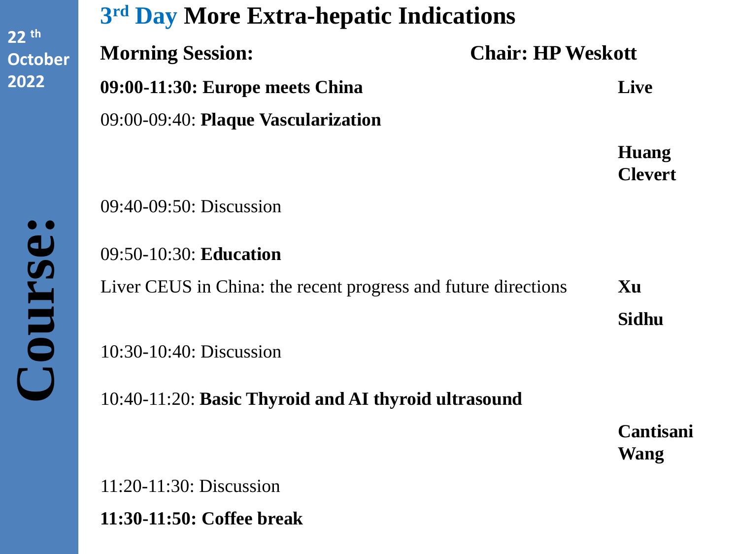**22 th October 2022**

**Course:**

# 3rd Day More Extra-hepatic Indications

**Morning Session:** **Chair: HP Weskott**

**09:00-11:30: Europe meets China** **Live**

09:00-09:40: **Plaque Vascularization**

**Huang**
**Clevert**

09:40-09:50: Discussion

09:50-10:30: **Education**

Liver CEUS in China: the recent progress and future directions **Xu**

**Sidhu**

10:30-10:40: Discussion

10:40-11:20: **Basic Thyroid and AI thyroid ultrasound**

**Cantisani**
**Wang**

11:20-11:30: Discussion

**11:30-11:50: Coffee break**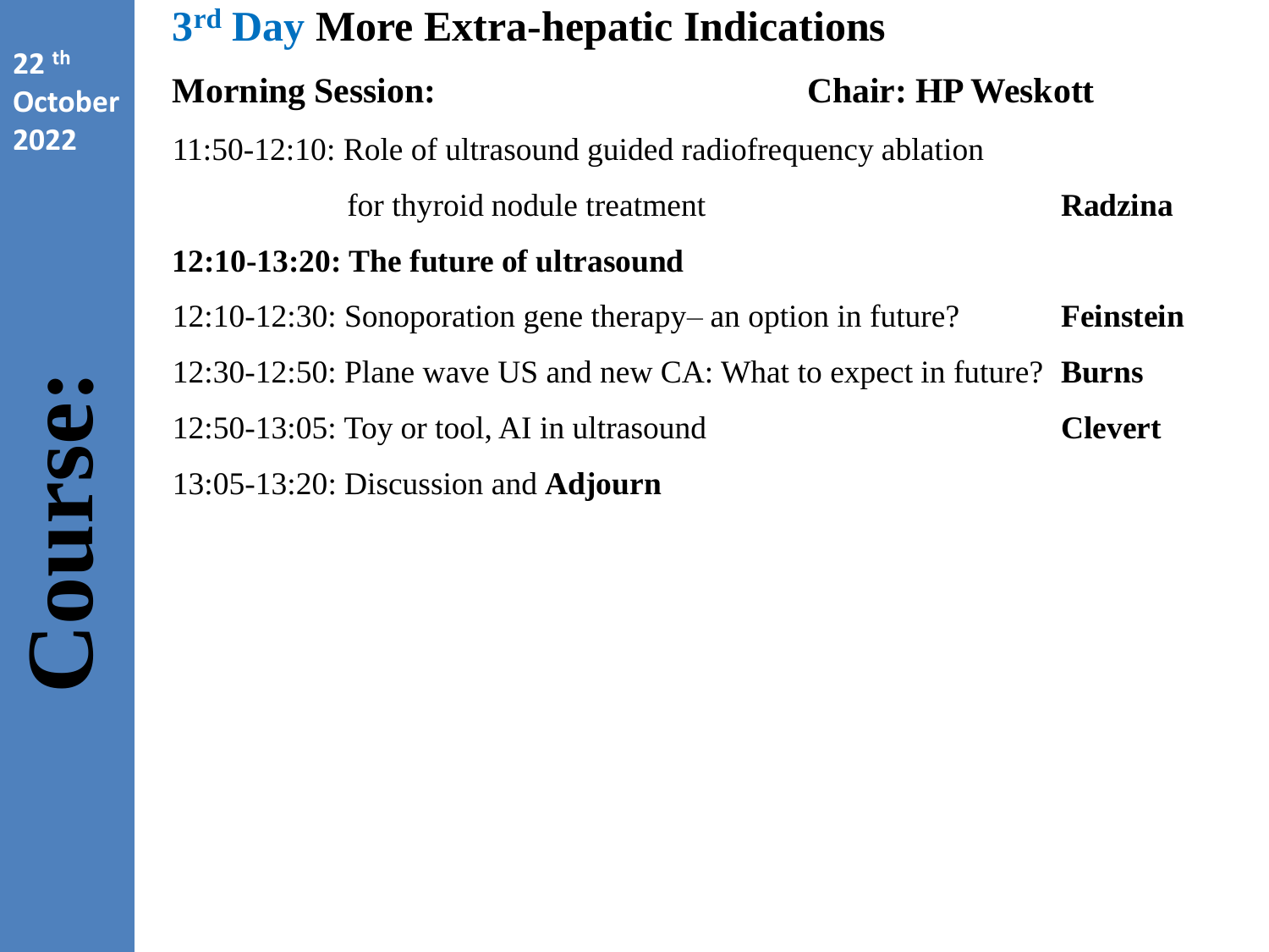22 th October 2022

**Course:**

# 3rd Day More Extra-hepatic Indications

**Morning Session:** **Chair: HP Weskott**

11:50-12:10: Role of ultrasound guided radiofrequency ablation for thyroid nodule treatment **Radzina**

**12:10-13:20: The future of ultrasound**

12:10-12:30: Sonoporation gene therapy– an option in future? **Feinstein**

12:30-12:50: Plane wave US and new CA: What to expect in future? **Burns**

12:50-13:05: Toy or tool, AI in ultrasound **Clevert**

13:05-13:20: Discussion and **Adjourn**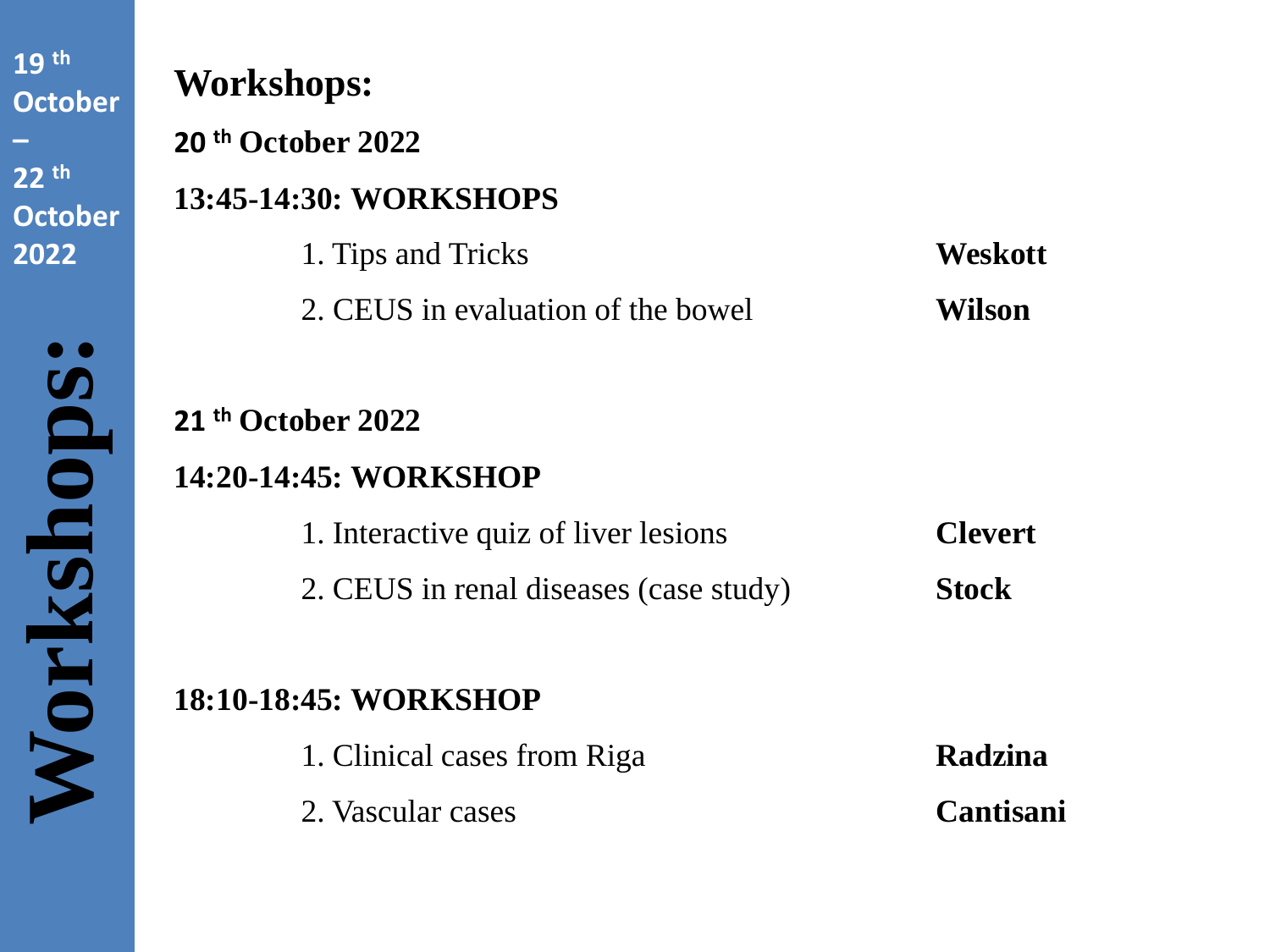# Workshops:

**20 th October 2022**

**13:45-14:30: WORKSHOPS**

1. Tips and Tricks — **Weskott**
2. CEUS in evaluation of the bowel — **Wilson**

**21 th October 2022**

**14:20-14:45: WORKSHOP**

1. Interactive quiz of liver lesions — **Clevert**
2. CEUS in renal diseases (case study) — **Stock**

**18:10-18:45: WORKSHOP**

1. Clinical cases from Riga — **Radzina**
2. Vascular cases — **Cantisani**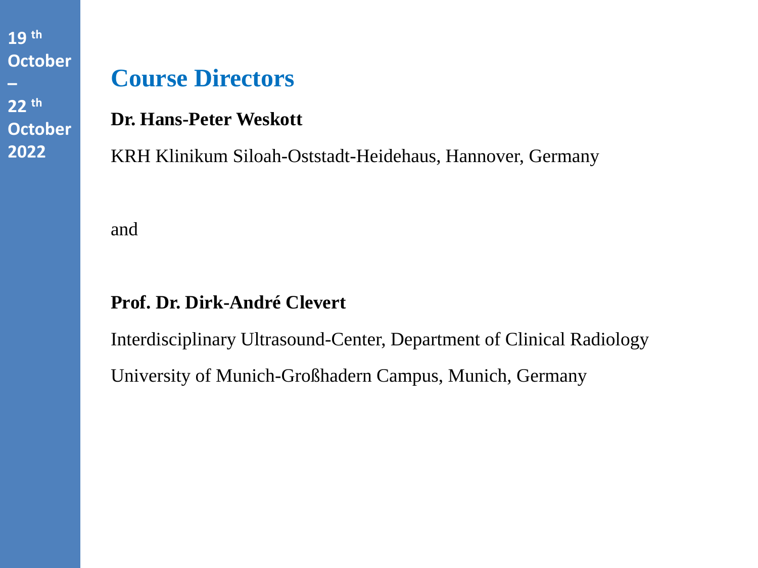19[th] October – 22[th] October 2022

# Course Directors

**Dr. Hans-Peter Weskott**

KRH Klinikum Siloah-Oststadt-Heidehaus, Hannover, Germany

and

**Prof. Dr. Dirk-André Clevert**

Interdisciplinary Ultrasound-Center, Department of Clinical Radiology

University of Munich-Großhadern Campus, Munich, Germany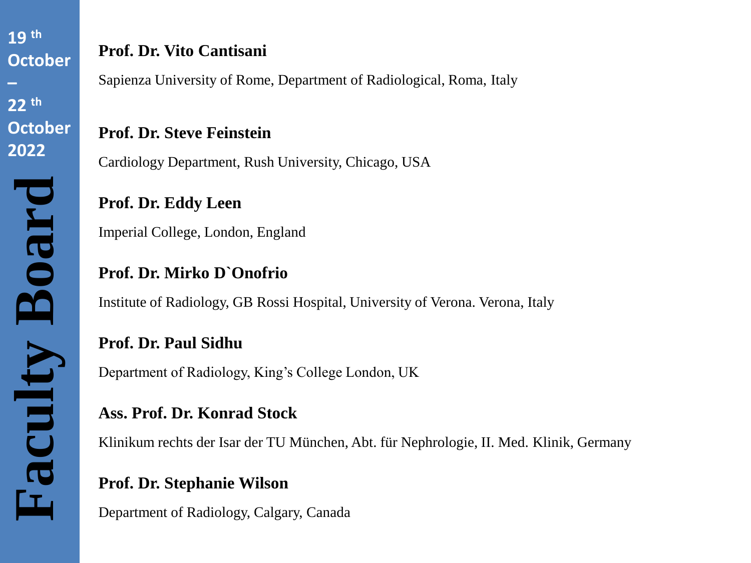19 th October – 22 th October 2022

# Faculty Board

**Prof. Dr. Vito Cantisani**

Sapienza University of Rome, Department of Radiological, Roma, Italy

**Prof. Dr. Steve Feinstein**

Cardiology Department, Rush University, Chicago, USA

**Prof. Dr. Eddy Leen**

Imperial College, London, England

**Prof. Dr. Mirko D`Onofrio**

Institute of Radiology, GB Rossi Hospital, University of Verona. Verona, Italy

**Prof. Dr. Paul Sidhu**

Department of Radiology, King's College London, UK

**Ass. Prof. Dr. Konrad Stock**

Klinikum rechts der Isar der TU München, Abt. für Nephrologie, II. Med. Klinik, Germany

**Prof. Dr. Stephanie Wilson**

Department of Radiology, Calgary, Canada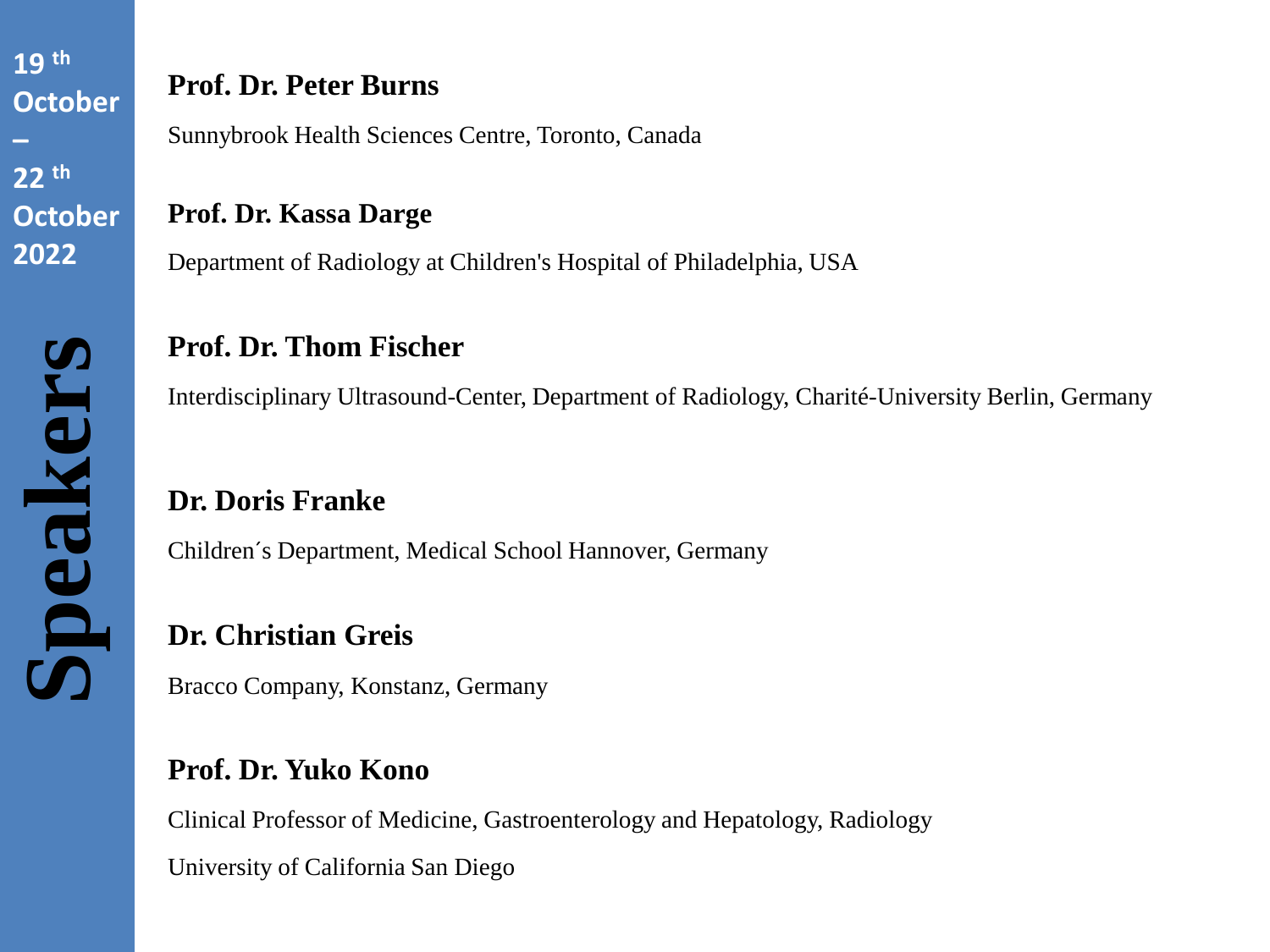19 th October – 22 th October 2022

# Speakers

**Prof. Dr. Peter Burns**

Sunnybrook Health Sciences Centre, Toronto, Canada

**Prof. Dr. Kassa Darge**

Department of Radiology at Children's Hospital of Philadelphia, USA

**Prof. Dr. Thom Fischer**

Interdisciplinary Ultrasound-Center, Department of Radiology, Charité-University Berlin, Germany

**Dr. Doris Franke**

Children´s Department, Medical School Hannover, Germany

**Dr. Christian Greis**

Bracco Company, Konstanz, Germany

**Prof. Dr. Yuko Kono**

Clinical Professor of Medicine, Gastroenterology and Hepatology, Radiology

University of California San Diego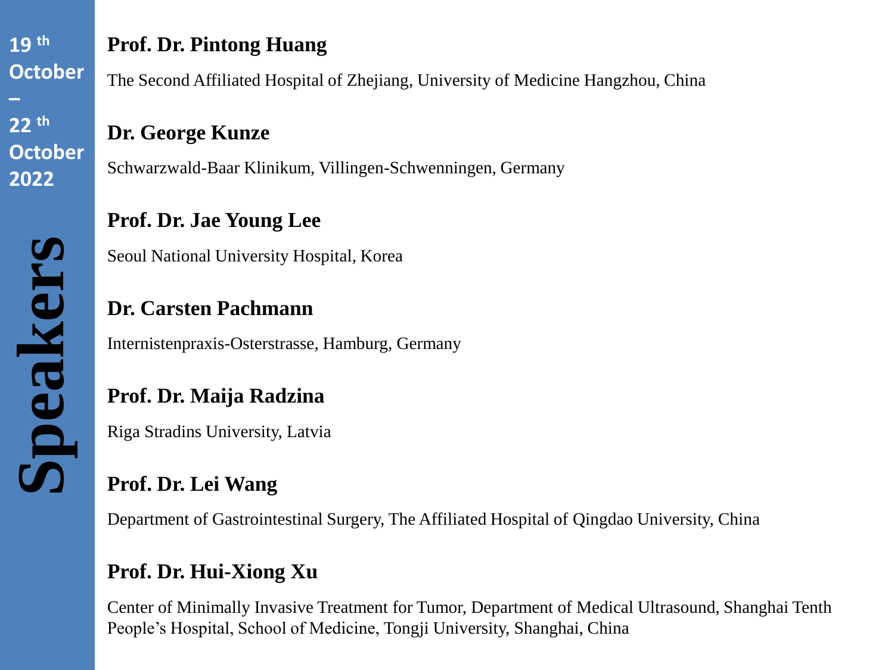19th October – 22th October 2022

# Speakers

**Prof. Dr. Pintong Huang**

The Second Affiliated Hospital of Zhejiang, University of Medicine Hangzhou, China

**Dr. George Kunze**

Schwarzwald-Baar Klinikum, Villingen-Schwenningen, Germany

**Prof. Dr. Jae Young Lee**

Seoul National University Hospital, Korea

**Dr. Carsten Pachmann**

Internistenpraxis-Osterstrasse, Hamburg, Germany

**Prof. Dr. Maija Radzina**

Riga Stradins University, Latvia

**Prof. Dr. Lei Wang**

Department of Gastrointestinal Surgery, The Affiliated Hospital of Qingdao University, China

**Prof. Dr. Hui-Xiong Xu**

Center of Minimally Invasive Treatment for Tumor, Department of Medical Ultrasound, Shanghai Tenth People's Hospital, School of Medicine, Tongji University, Shanghai, China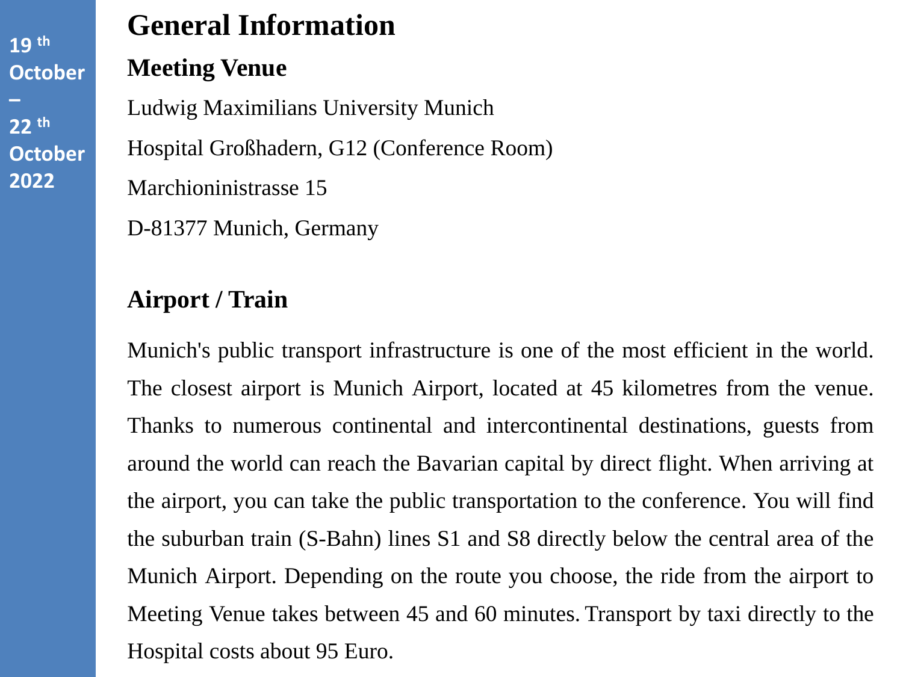19th October – 22th October 2022

# General Information

## Meeting Venue

Ludwig Maximilians University Munich

Hospital Großhadern, G12 (Conference Room)

Marchioninistrasse 15

D-81377 Munich, Germany

## Airport / Train

Munich's public transport infrastructure is one of the most efficient in the world. The closest airport is Munich Airport, located at 45 kilometres from the venue. Thanks to numerous continental and intercontinental destinations, guests from around the world can reach the Bavarian capital by direct flight. When arriving at the airport, you can take the public transportation to the conference. You will find the suburban train (S-Bahn) lines S1 and S8 directly below the central area of the Munich Airport. Depending on the route you choose, the ride from the airport to Meeting Venue takes between 45 and 60 minutes. Transport by taxi directly to the Hospital costs about 95 Euro.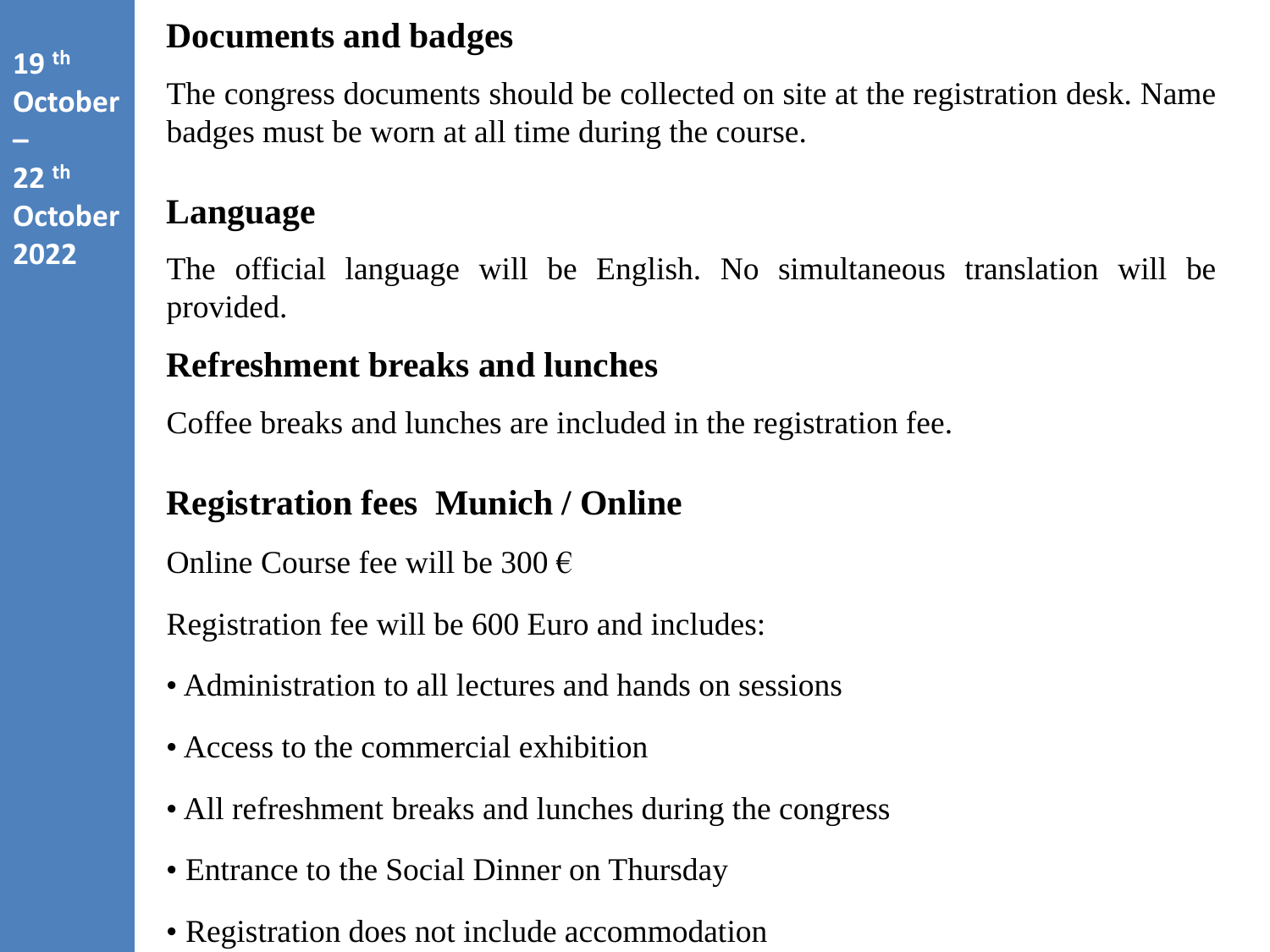## Documents and badges

The congress documents should be collected on site at the registration desk. Name badges must be worn at all time during the course.

## Language

The official language will be English. No simultaneous translation will be provided.

## Refreshment breaks and lunches

Coffee breaks and lunches are included in the registration fee.

## Registration fees Munich / Online

Online Course fee will be 300 €

Registration fee will be 600 Euro and includes:

- Administration to all lectures and hands on sessions
- Access to the commercial exhibition
- All refreshment breaks and lunches during the congress
- Entrance to the Social Dinner on Thursday
- Registration does not include accommodation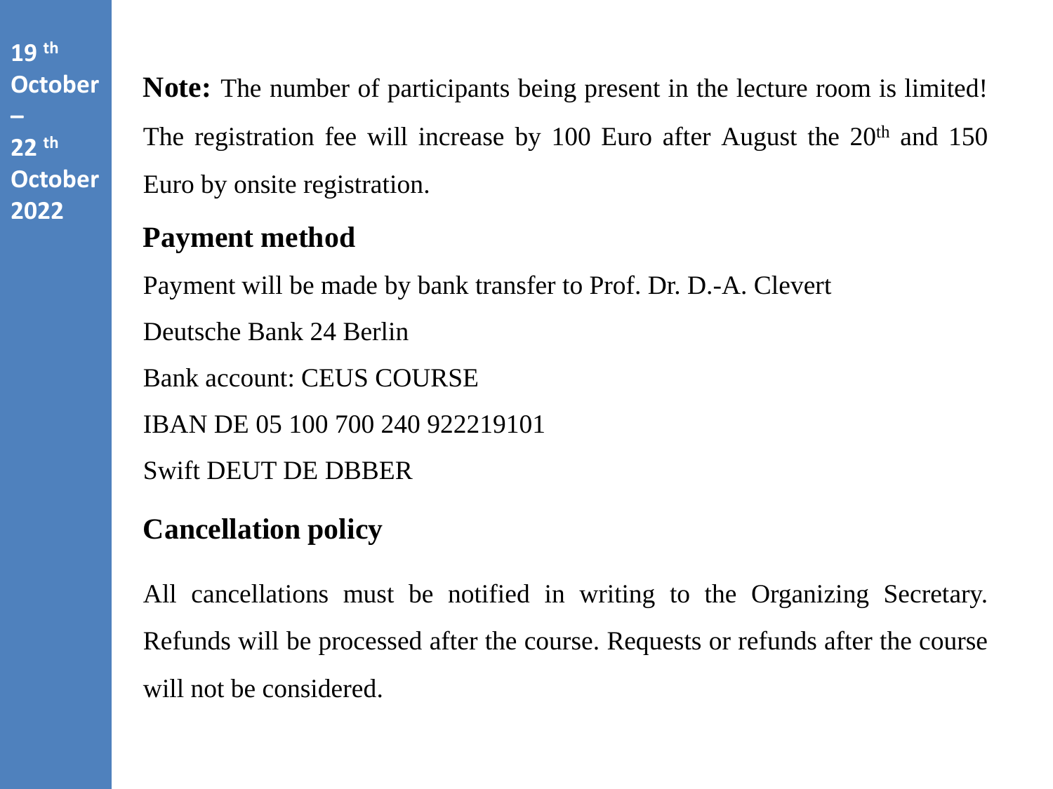19 th October – 22 th October 2022

**Note:** The number of participants being present in the lecture room is limited! The registration fee will increase by 100 Euro after August the 20th and 150 Euro by onsite registration.

## Payment method

Payment will be made by bank transfer to Prof. Dr. D.-A. Clevert

Deutsche Bank 24 Berlin

Bank account: CEUS COURSE

IBAN DE 05 100 700 240 922219101

Swift DEUT DE DBBER

## Cancellation policy

All cancellations must be notified in writing to the Organizing Secretary. Refunds will be processed after the course. Requests or refunds after the course will not be considered.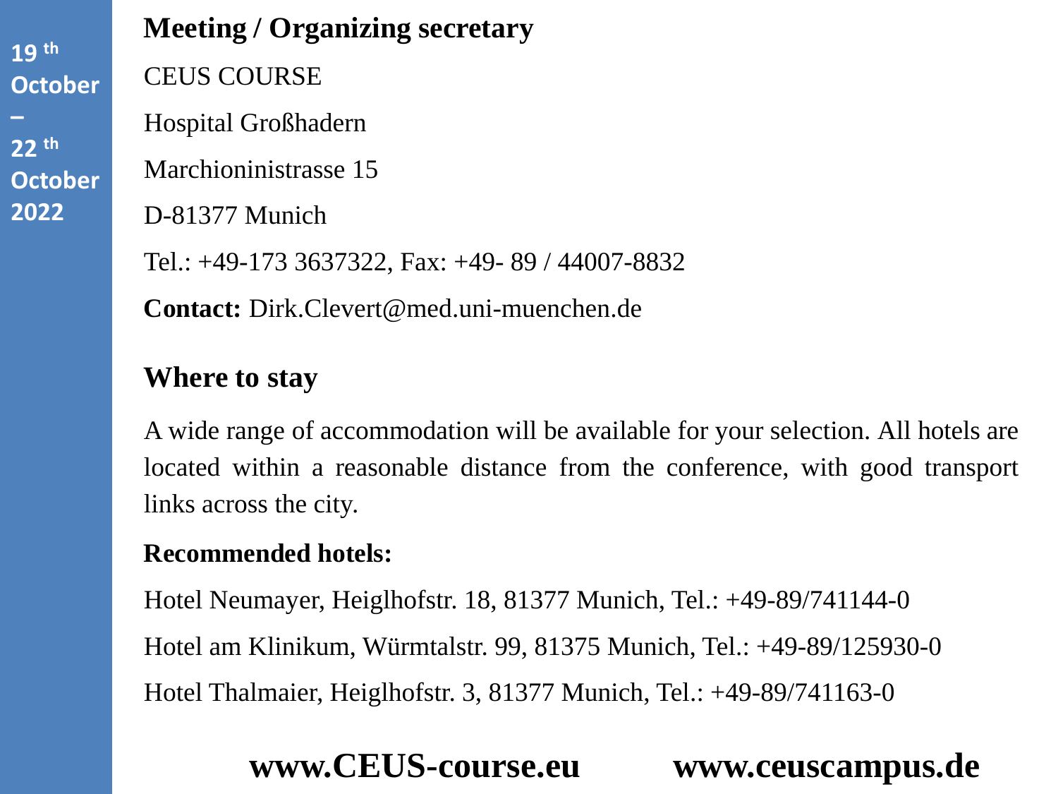19[th] October – 22[th] October 2022

## Meeting / Organizing secretary

CEUS COURSE

Hospital Großhadern

Marchioninistrasse 15

D-81377 Munich

Tel.: +49-173 3637322, Fax: +49- 89 / 44007-8832

**Contact:** Dirk.Clevert@med.uni-muenchen.de

## Where to stay

A wide range of accommodation will be available for your selection. All hotels are located within a reasonable distance from the conference, with good transport links across the city.

**Recommended hotels:**

Hotel Neumayer, Heiglhofstr. 18, 81377 Munich, Tel.: +49-89/741144-0

Hotel am Klinikum, Würmtalstr. 99, 81375 Munich, Tel.: +49-89/125930-0

Hotel Thalmaier, Heiglhofstr. 3, 81377 Munich, Tel.: +49-89/741163-0

**www.CEUS-course.eu** **www.ceuscampus.de**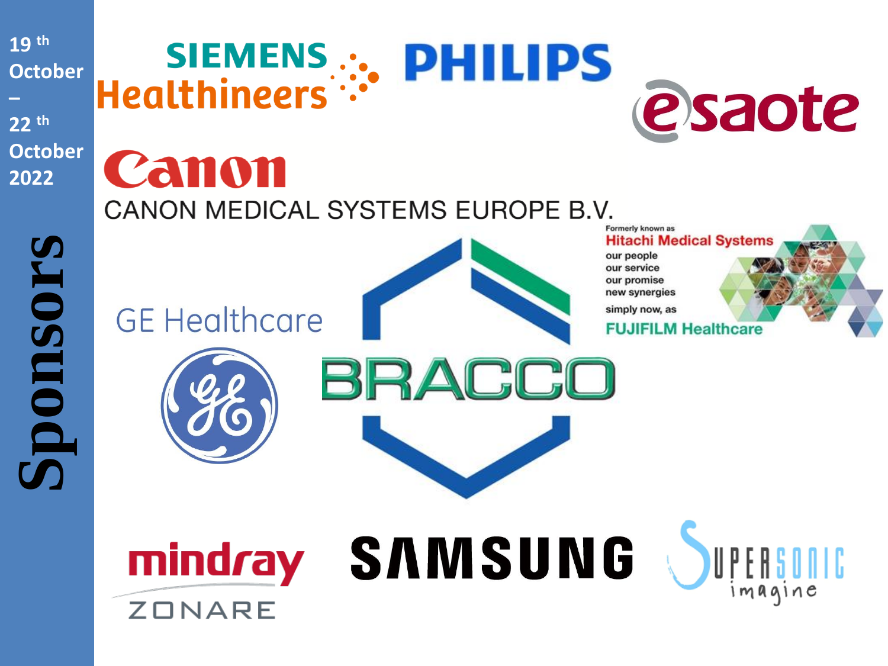19 th October – 22 th October 2022

# Sponsors

SIEMENS Healthineers

PHILIPS

esaote

Canon

CANON MEDICAL SYSTEMS EUROPE B.V.

Formerly known as Hitachi Medical Systems
our people
our service
our promise
new synergies
simply now, as
FUJIFILM Healthcare

GE Healthcare

BRACCO

mindray ZONARE

SAMSUNG

SUPERSONIC imagine